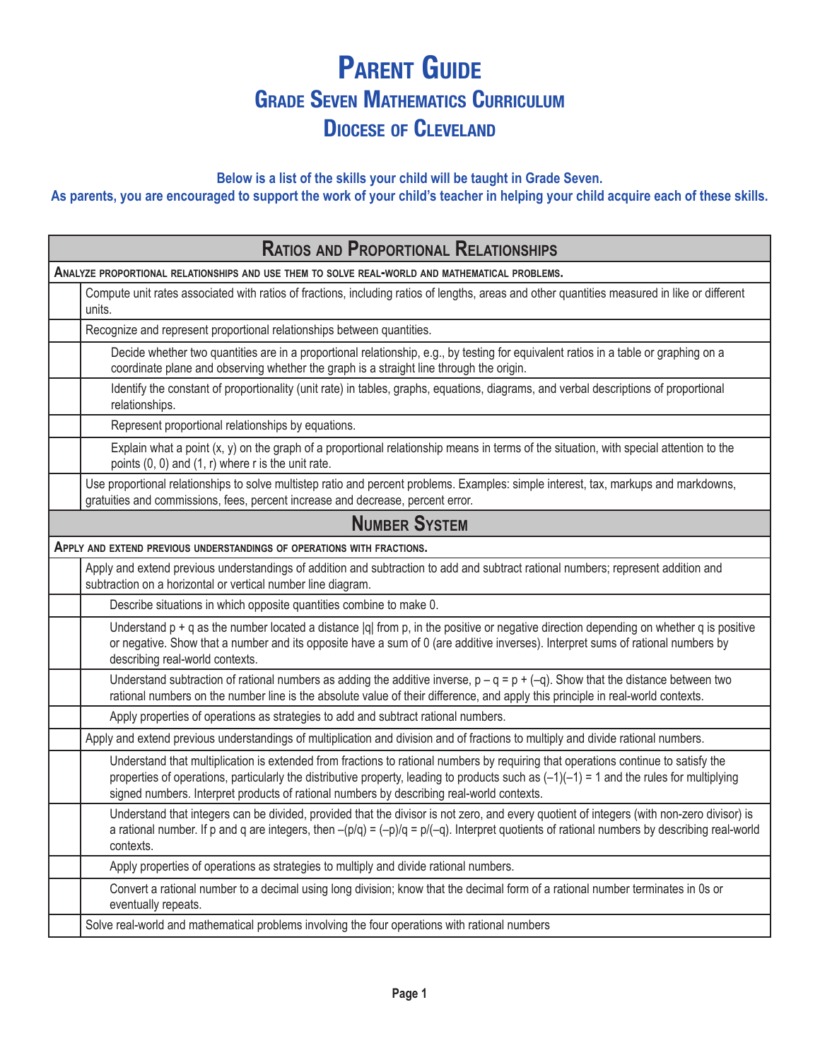# Parent Guide
## Grade Seven Mathematics Curriculum
## Diocese of Cleveland

**Below is a list of the skills your child will be taught in Grade Seven.**
**As parents, you are encouraged to support the work of your child's teacher in helping your child acquire each of these skills.**

| | |
|---|---|
| **Ratios and Proportional Relationships** | |
| **Analyze proportional relationships and use them to solve real-world and mathematical problems.** | |
| | Compute unit rates associated with ratios of fractions, including ratios of lengths, areas and other quantities measured in like or different units. |
| | Recognize and represent proportional relationships between quantities. |
| | Decide whether two quantities are in a proportional relationship, e.g., by testing for equivalent ratios in a table or graphing on a coordinate plane and observing whether the graph is a straight line through the origin. |
| | Identify the constant of proportionality (unit rate) in tables, graphs, equations, diagrams, and verbal descriptions of proportional relationships. |
| | Represent proportional relationships by equations. |
| | Explain what a point $(x, y)$ on the graph of a proportional relationship means in terms of the situation, with special attention to the points $(0, 0)$ and $(1, r)$ where $r$ is the unit rate. |
| | Use proportional relationships to solve multistep ratio and percent problems. Examples: simple interest, tax, markups and markdowns, gratuities and commissions, fees, percent increase and decrease, percent error. |
| **Number System** | |
| **Apply and extend previous understandings of operations with fractions.** | |
| | Apply and extend previous understandings of addition and subtraction to add and subtract rational numbers; represent addition and subtraction on a horizontal or vertical number line diagram. |
| | Describe situations in which opposite quantities combine to make 0. |
| | Understand $p + q$ as the number located a distance $\lvert q \rvert$ from $p$, in the positive or negative direction depending on whether $q$ is positive or negative. Show that a number and its opposite have a sum of 0 (are additive inverses). Interpret sums of rational numbers by describing real-world contexts. |
| | Understand subtraction of rational numbers as adding the additive inverse, $p - q = p + (-q)$. Show that the distance between two rational numbers on the number line is the absolute value of their difference, and apply this principle in real-world contexts. |
| | Apply properties of operations as strategies to add and subtract rational numbers. |
| | Apply and extend previous understandings of multiplication and division and of fractions to multiply and divide rational numbers. |
| | Understand that multiplication is extended from fractions to rational numbers by requiring that operations continue to satisfy the properties of operations, particularly the distributive property, leading to products such as $(-1)(-1) = 1$ and the rules for multiplying signed numbers. Interpret products of rational numbers by describing real-world contexts. |
| | Understand that integers can be divided, provided that the divisor is not zero, and every quotient of integers (with non-zero divisor) is a rational number. If $p$ and $q$ are integers, then $-(p/q) = (-p)/q = p/(-q)$. Interpret quotients of rational numbers by describing real-world contexts. |
| | Apply properties of operations as strategies to multiply and divide rational numbers. |
| | Convert a rational number to a decimal using long division; know that the decimal form of a rational number terminates in 0s or eventually repeats. |
| | Solve real-world and mathematical problems involving the four operations with rational numbers |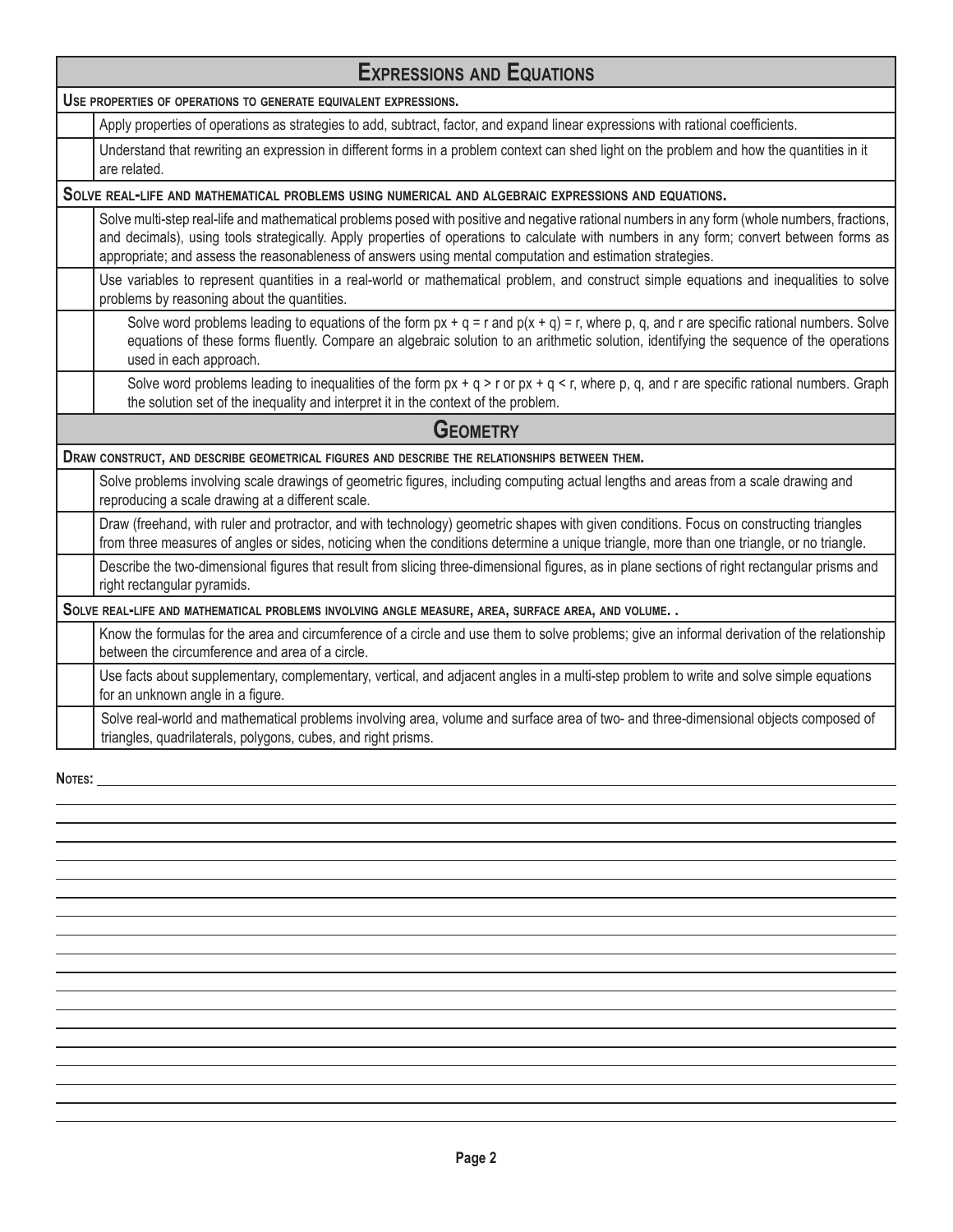| Expressions and Equations | |
|---|---|
| **Use properties of operations to generate equivalent expressions.** | |
| | Apply properties of operations as strategies to add, subtract, factor, and expand linear expressions with rational coefficients. |
| | Understand that rewriting an expression in different forms in a problem context can shed light on the problem and how the quantities in it are related. |
| **Solve real-life and mathematical problems using numerical and algebraic expressions and equations.** | |
| | Solve multi-step real-life and mathematical problems posed with positive and negative rational numbers in any form (whole numbers, fractions, and decimals), using tools strategically. Apply properties of operations to calculate with numbers in any form; convert between forms as appropriate; and assess the reasonableness of answers using mental computation and estimation strategies. |
| | Use variables to represent quantities in a real-world or mathematical problem, and construct simple equations and inequalities to solve problems by reasoning about the quantities. |
| | Solve word problems leading to equations of the form $px + q = r$ and $p(x + q) = r$, where p, q, and r are specific rational numbers. Solve equations of these forms fluently. Compare an algebraic solution to an arithmetic solution, identifying the sequence of the operations used in each approach. |
| | Solve word problems leading to inequalities of the form $px + q > r$ or $px + q < r$, where p, q, and r are specific rational numbers. Graph the solution set of the inequality and interpret it in the context of the problem. |
| **Geometry** | |
| **Draw construct, and describe geometrical figures and describe the relationships between them.** | |
| | Solve problems involving scale drawings of geometric figures, including computing actual lengths and areas from a scale drawing and reproducing a scale drawing at a different scale. |
| | Draw (freehand, with ruler and protractor, and with technology) geometric shapes with given conditions. Focus on constructing triangles from three measures of angles or sides, noticing when the conditions determine a unique triangle, more than one triangle, or no triangle. |
| | Describe the two-dimensional figures that result from slicing three-dimensional figures, as in plane sections of right rectangular prisms and right rectangular pyramids. |
| **Solve real-life and mathematical problems involving angle measure, area, surface area, and volume. .** | |
| | Know the formulas for the area and circumference of a circle and use them to solve problems; give an informal derivation of the relationship between the circumference and area of a circle. |
| | Use facts about supplementary, complementary, vertical, and adjacent angles in a multi-step problem to write and solve simple equations for an unknown angle in a figure. |
| | Solve real-world and mathematical problems involving area, volume and surface area of two- and three-dimensional objects composed of triangles, quadrilaterals, polygons, cubes, and right prisms. |

**Notes:**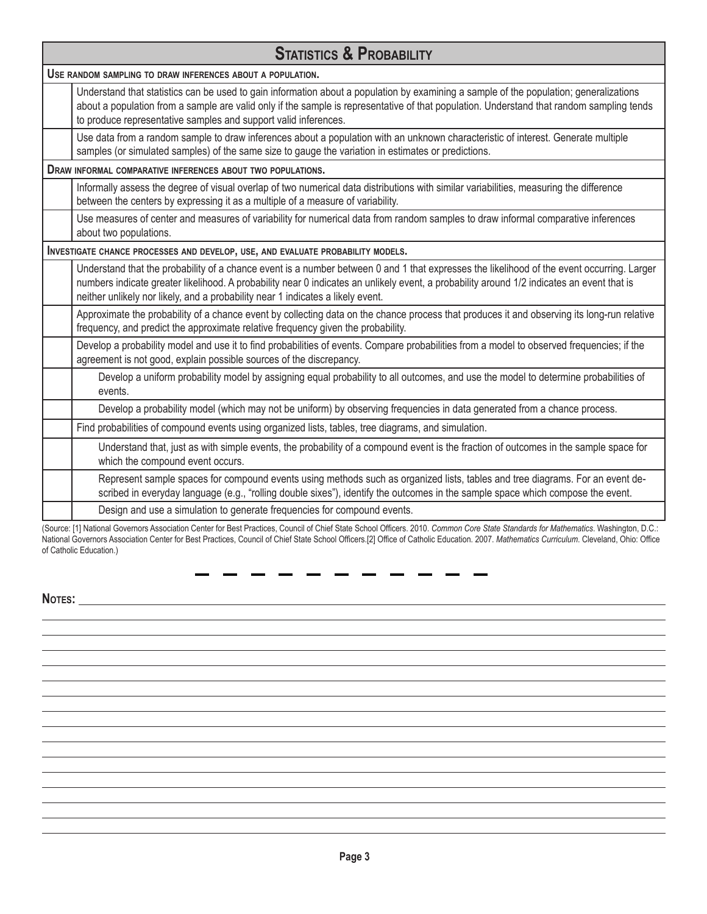| Statistics & Probability | |
|---|---|
| **Use random sampling to draw inferences about a population.** | |
| | Understand that statistics can be used to gain information about a population by examining a sample of the population; generalizations about a population from a sample are valid only if the sample is representative of that population. Understand that random sampling tends to produce representative samples and support valid inferences. |
| | Use data from a random sample to draw inferences about a population with an unknown characteristic of interest. Generate multiple samples (or simulated samples) of the same size to gauge the variation in estimates or predictions. |
| **Draw informal comparative inferences about two populations.** | |
| | Informally assess the degree of visual overlap of two numerical data distributions with similar variabilities, measuring the difference between the centers by expressing it as a multiple of a measure of variability. |
| | Use measures of center and measures of variability for numerical data from random samples to draw informal comparative inferences about two populations. |
| **Investigate chance processes and develop, use, and evaluate probability models.** | |
| | Understand that the probability of a chance event is a number between 0 and 1 that expresses the likelihood of the event occurring. Larger numbers indicate greater likelihood. A probability near 0 indicates an unlikely event, a probability around 1/2 indicates an event that is neither unlikely nor likely, and a probability near 1 indicates a likely event. |
| | Approximate the probability of a chance event by collecting data on the chance process that produces it and observing its long-run relative frequency, and predict the approximate relative frequency given the probability. |
| | Develop a probability model and use it to find probabilities of events. Compare probabilities from a model to observed frequencies; if the agreement is not good, explain possible sources of the discrepancy. |
| | Develop a uniform probability model by assigning equal probability to all outcomes, and use the model to determine probabilities of events. |
| | Develop a probability model (which may not be uniform) by observing frequencies in data generated from a chance process. |
| | Find probabilities of compound events using organized lists, tables, tree diagrams, and simulation. |
| | Understand that, just as with simple events, the probability of a compound event is the fraction of outcomes in the sample space for which the compound event occurs. |
| | Represent sample spaces for compound events using methods such as organized lists, tables and tree diagrams. For an event described in everyday language (e.g., "rolling double sixes"), identify the outcomes in the sample space which compose the event. |
| | Design and use a simulation to generate frequencies for compound events. |

(Source: [1] National Governors Association Center for Best Practices, Council of Chief State School Officers. 2010. *Common Core State Standards for Mathematics*. Washington, D.C.: National Governors Association Center for Best Practices, Council of Chief State School Officers.[2] Office of Catholic Education. 2007. *Mathematics Curriculum*. Cleveland, Ohio: Office of Catholic Education.)

**Notes:**